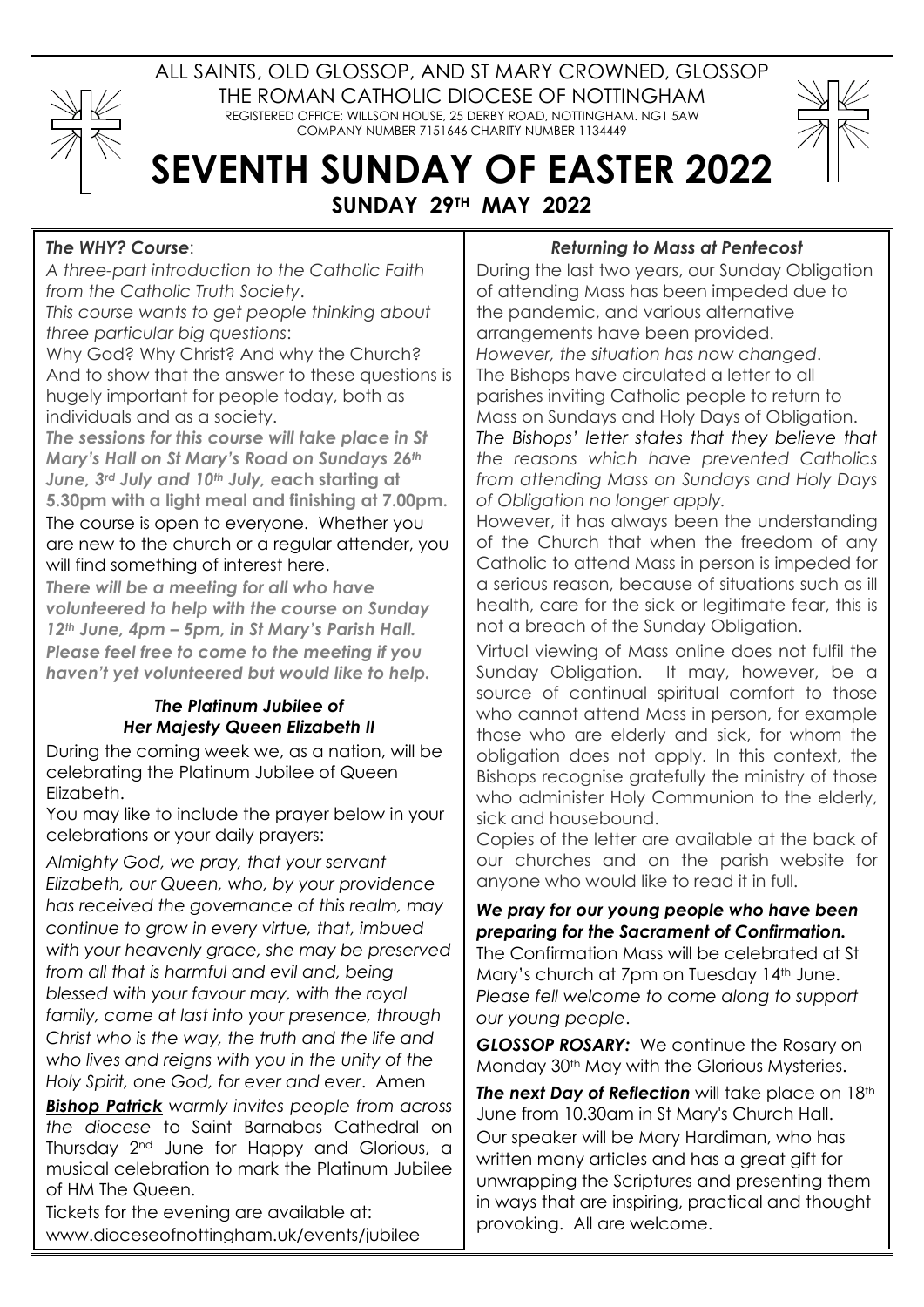ALL SAINTS, OLD GLOSSOP, AND ST MARY CROWNED, GLOSSOP

THE ROMAN CATHOLIC DIOCESE OF NOTTINGHAM

REGISTERED OFFICE: WILLSON HOUSE, 25 DERBY ROAD, NOTTINGHAM. NG1 5AW
COMPANY NUMBER 7151646 CHARITY NUMBER 1134449

# SEVENTH SUNDAY OF EASTER 2022

## SUNDAY 29TH MAY 2022

***The WHY? Course***:

*A three-part introduction to the Catholic Faith from the Catholic Truth Society.*

*This course wants to get people thinking about three particular big questions*:

Why God? Why Christ? And why the Church? And to show that the answer to these questions is hugely important for people today, both as individuals and as a society.

***The sessions for this course will take place in St Mary's Hall on St Mary's Road on Sundays 26th June, 3rd July and 10th July,* each starting at 5.30pm with a light meal and finishing at 7.00pm.**

The course is open to everyone. Whether you are new to the church or a regular attender, you will find something of interest here.

***There will be a meeting for all who have volunteered to help with the course on Sunday 12th June, 4pm – 5pm, in St Mary's Parish Hall. Please feel free to come to the meeting if you haven't yet volunteered but would like to help.***

***The Platinum Jubilee of Her Majesty Queen Elizabeth II***

During the coming week we, as a nation, will be celebrating the Platinum Jubilee of Queen Elizabeth.

You may like to include the prayer below in your celebrations or your daily prayers:

*Almighty God, we pray, that your servant Elizabeth, our Queen, who, by your providence has received the governance of this realm, may continue to grow in every virtue, that, imbued with your heavenly grace, she may be preserved from all that is harmful and evil and, being blessed with your favour may, with the royal family, come at last into your presence, through Christ who is the way, the truth and the life and who lives and reigns with you in the unity of the Holy Spirit, one God, for ever and ever*. Amen

***Bishop Patrick*** *warmly invites people from across the diocese* to Saint Barnabas Cathedral on Thursday 2nd June for Happy and Glorious, a musical celebration to mark the Platinum Jubilee of HM The Queen.

Tickets for the evening are available at: www.dioceseofnottingham.uk/events/jubilee

***Returning to Mass at Pentecost***

During the last two years, our Sunday Obligation of attending Mass has been impeded due to the pandemic, and various alternative arrangements have been provided.

*However, the situation has now changed*. The Bishops have circulated a letter to all parishes inviting Catholic people to return to Mass on Sundays and Holy Days of Obligation.

*The Bishops' letter states that they believe that the reasons which have prevented Catholics from attending Mass on Sundays and Holy Days of Obligation no longer apply.*

However, it has always been the understanding of the Church that when the freedom of any Catholic to attend Mass in person is impeded for a serious reason, because of situations such as ill health, care for the sick or legitimate fear, this is not a breach of the Sunday Obligation.

Virtual viewing of Mass online does not fulfil the Sunday Obligation. It may, however, be a source of continual spiritual comfort to those who cannot attend Mass in person, for example those who are elderly and sick, for whom the obligation does not apply. In this context, the Bishops recognise gratefully the ministry of those who administer Holy Communion to the elderly, sick and housebound.

Copies of the letter are available at the back of our churches and on the parish website for anyone who would like to read it in full.

***We pray for our young people who have been preparing for the Sacrament of Confirmation.***

The Confirmation Mass will be celebrated at St Mary's church at 7pm on Tuesday 14th June. *Please fell welcome to come along to support our young people*.

***GLOSSOP ROSARY:*** We continue the Rosary on Monday 30th May with the Glorious Mysteries.

***The next Day of Reflection*** will take place on 18th June from 10.30am in St Mary's Church Hall. Our speaker will be Mary Hardiman, who has written many articles and has a great gift for unwrapping the Scriptures and presenting them in ways that are inspiring, practical and thought provoking. All are welcome.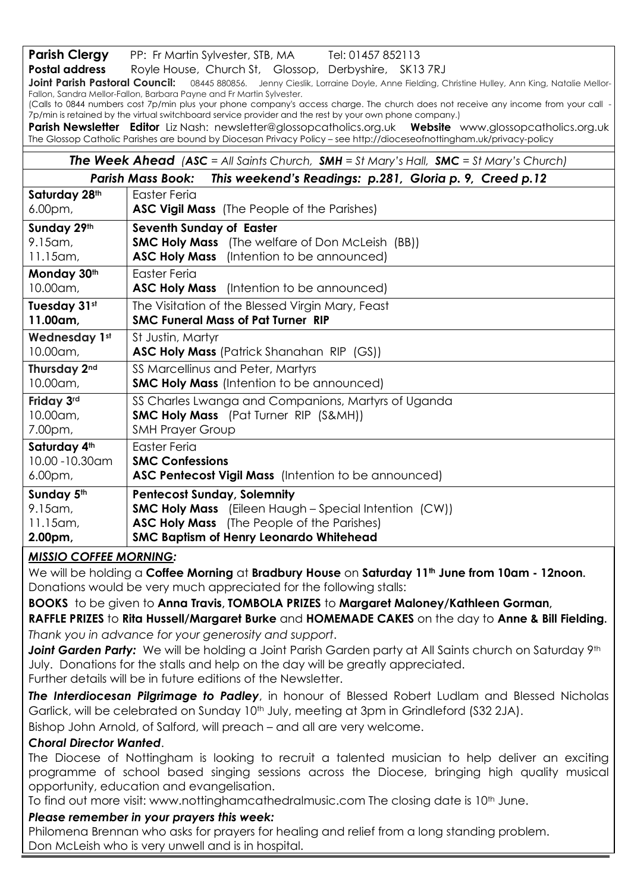**Parish Clergy** PP: Fr Martin Sylvester, STB, MA Tel: 01457 852113

**Postal address** Royle House, Church St, Glossop, Derbyshire, SK13 7RJ

**Joint Parish Pastoral Council:** 08445 880856. Jenny Cieslik, Lorraine Doyle, Anne Fielding, Christine Hulley, Ann King, Natalie Mellor-Fallon, Sandra Mellor-Fallon, Barbara Payne and Fr Martin Sylvester.

(Calls to 0844 numbers cost 7p/min plus your phone company's access charge. The church does not receive any income from your call - 7p/min is retained by the virtual switchboard service provider and the rest by your own phone company.)

**Parish Newsletter Editor** Liz Nash: newsletter@glossopcatholics.org.uk **Website** www.glossopcatholics.org.uk

The Glossop Catholic Parishes are bound by Diocesan Privacy Policy – see http://dioceseofnottingham.uk/privacy-policy

***The Week Ahead** (**ASC** = All Saints Church, **SMH** = St Mary's Hall, **SMC** = St Mary's Church)*

***Parish Mass Book: This weekend's Readings: p.281, Gloria p. 9, Creed p.12***

| | |
|---|---|
| **Saturday 28th**<br>6.00pm, | Easter Feria<br>**ASC Vigil Mass** (The People of the Parishes) |
| **Sunday 29th**<br>9.15am,<br>11.15am, | **Seventh Sunday of Easter**<br>**SMC Holy Mass** (The welfare of Don McLeish (BB))<br>**ASC Holy Mass** (Intention to be announced) |
| **Monday 30th**<br>10.00am, | Easter Feria<br>**ASC Holy Mass** (Intention to be announced) |
| **Tuesday 31st**<br>**11.00am,** | The Visitation of the Blessed Virgin Mary, Feast<br>**SMC Funeral Mass of Pat Turner RIP** |
| **Wednesday 1st**<br>10.00am, | St Justin, Martyr<br>**ASC Holy Mass** (Patrick Shanahan RIP (GS)) |
| **Thursday 2nd**<br>10.00am, | SS Marcellinus and Peter, Martyrs<br>**SMC Holy Mass** (Intention to be announced) |
| **Friday 3rd**<br>10.00am,<br>7.00pm, | SS Charles Lwanga and Companions, Martyrs of Uganda<br>**SMC Holy Mass** (Pat Turner RIP (S&MH))<br>SMH Prayer Group |
| **Saturday 4th**<br>10.00 -10.30am<br>6.00pm, | Easter Feria<br>**SMC Confessions**<br>**ASC Pentecost Vigil Mass** (Intention to be announced) |
| **Sunday 5th**<br>9.15am,<br>11.15am,<br>**2.00pm,** | **Pentecost Sunday, Solemnity**<br>**SMC Holy Mass** (Eileen Haugh – Special Intention (CW))<br>**ASC Holy Mass** (The People of the Parishes)<br>**SMC Baptism of Henry Leonardo Whitehead** |

***MISSIO COFFEE MORNING:***

We will be holding a **Coffee Morning** at **Bradbury House** on **Saturday 11th June from 10am - 12noon.** Donations would be very much appreciated for the following stalls:

**BOOKS** to be given to **Anna Travis, TOMBOLA PRIZES** to **Margaret Maloney/Kathleen Gorman, RAFFLE PRIZES** to **Rita Hussell/Margaret Burke** and **HOMEMADE CAKES** on the day to **Anne & Bill Fielding.**

*Thank you in advance for your generosity and support*.

***Joint Garden Party:*** We will be holding a Joint Parish Garden party at All Saints church on Saturday 9th July. Donations for the stalls and help on the day will be greatly appreciated.
Further details will be in future editions of the Newsletter.

***The Interdiocesan Pilgrimage to Padley***, in honour of Blessed Robert Ludlam and Blessed Nicholas Garlick, will be celebrated on Sunday 10th July, meeting at 3pm in Grindleford (S32 2JA).
Bishop John Arnold, of Salford, will preach – and all are very welcome.

***Choral Director Wanted***.

The Diocese of Nottingham is looking to recruit a talented musician to help deliver an exciting programme of school based singing sessions across the Diocese, bringing high quality musical opportunity, education and evangelisation.
To find out more visit: www.nottinghamcathedralmusic.com The closing date is 10th June.

***Please remember in your prayers this week:***

Philomena Brennan who asks for prayers for healing and relief from a long standing problem.
Don McLeish who is very unwell and is in hospital.